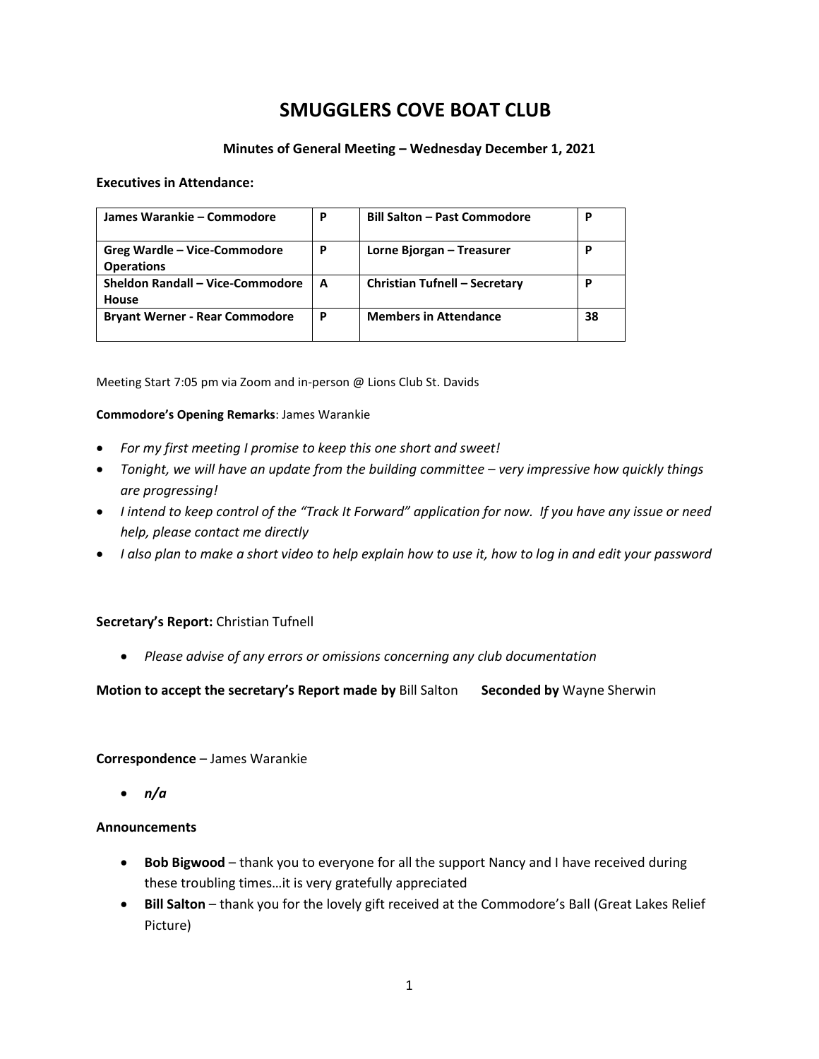# SMUGGLERS COVE BOAT CLUB

### Minutes of General Meeting – Wednesday December 1, 2021

**Executives in Attendance:**

| James Warankie – Commodore | P | Bill Salton – Past Commodore | P |
|---|---|---|---|
| Greg Wardle – Vice-Commodore Operations | P | Lorne Bjorgan – Treasurer | P |
| Sheldon Randall – Vice-Commodore House | A | Christian Tufnell – Secretary | P |
| Bryant Werner - Rear Commodore | P | Members in Attendance | 38 |

Meeting Start 7:05 pm via Zoom and in-person @ Lions Club St. Davids

**Commodore's Opening Remarks**: James Warankie

- *For my first meeting I promise to keep this one short and sweet!*
- *Tonight, we will have an update from the building committee – very impressive how quickly things are progressing!*
- *I intend to keep control of the "Track It Forward" application for now. If you have any issue or need help, please contact me directly*
- *I also plan to make a short video to help explain how to use it, how to log in and edit your password*

**Secretary's Report:** Christian Tufnell

- *Please advise of any errors or omissions concerning any club documentation*

**Motion to accept the secretary's Report made by** Bill Salton **Seconded by** Wayne Sherwin

**Correspondence** – James Warankie

- ***n/a***

**Announcements**

- **Bob Bigwood** – thank you to everyone for all the support Nancy and I have received during these troubling times…it is very gratefully appreciated
- **Bill Salton** – thank you for the lovely gift received at the Commodore's Ball (Great Lakes Relief Picture)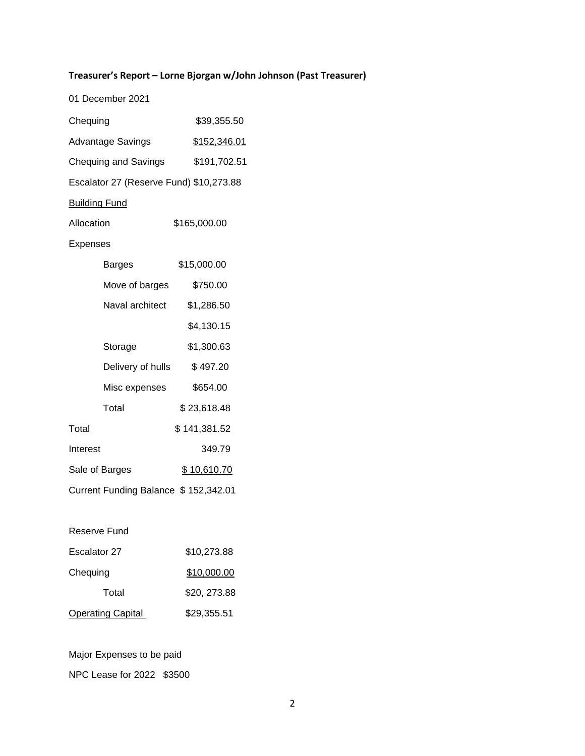**Treasurer's Report – Lorne Bjorgan w/John Johnson (Past Treasurer)**

01 December 2021

| | |
|---|---|
| Chequing | $39,355.50 |
| Advantage Savings | $152,346.01 |
| Chequing and Savings | $191,702.51 |
| Escalator 27 (Reserve Fund) | $10,273.88 |

Building Fund

| | |
|---|---|
| Allocation | $165,000.00 |
| Expenses | |
| Barges | $15,000.00 |
| Move of barges | $750.00 |
| Naval architect | $1,286.50 |
| | $4,130.15 |
| Storage | $1,300.63 |
| Delivery of hulls | $ 497.20 |
| Misc expenses | $654.00 |
| Total | $ 23,618.48 |
| Total | $ 141,381.52 |
| Interest | 349.79 |
| Sale of Barges | $ 10,610.70 |
| Current Funding Balance | $ 152,342.01 |

Reserve Fund

| | |
|---|---|
| Escalator 27 | $10,273.88 |
| Chequing | $10,000.00 |
| Total | $20, 273.88 |
| Operating Capital | $29,355.51 |

Major Expenses to be paid

NPC Lease for 2022 $3500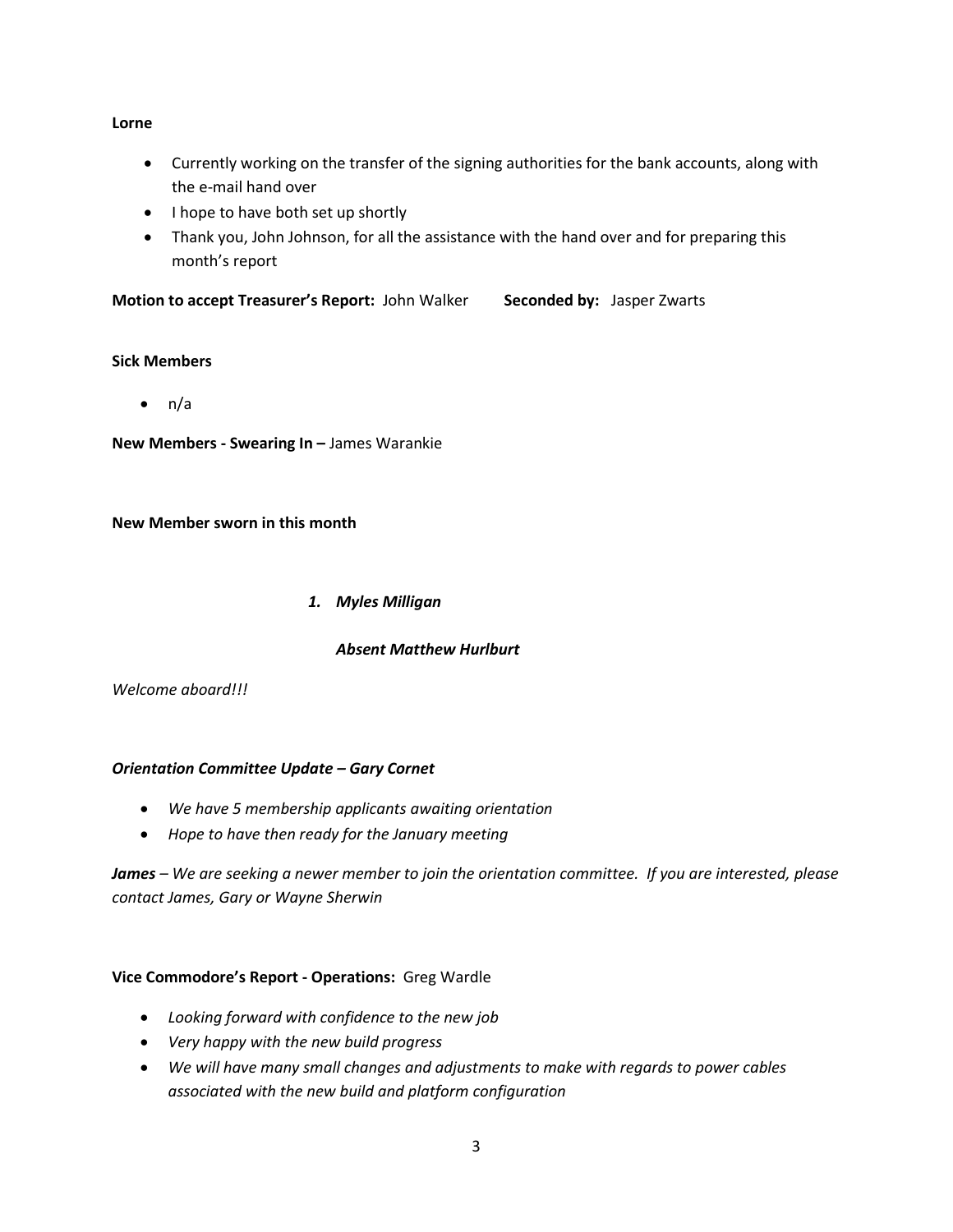**Lorne**

- Currently working on the transfer of the signing authorities for the bank accounts, along with the e-mail hand over
- I hope to have both set up shortly
- Thank you, John Johnson, for all the assistance with the hand over and for preparing this month's report

**Motion to accept Treasurer's Report:** John Walker **Seconded by:** Jasper Zwarts

**Sick Members**

- n/a

**New Members - Swearing In –** James Warankie

**New Member sworn in this month**

1. ***Myles Milligan***

***Absent Matthew Hurlburt***

*Welcome aboard!!!*

***Orientation Committee Update – Gary Cornet***

- *We have 5 membership applicants awaiting orientation*
- *Hope to have then ready for the January meeting*

***James*** *– We are seeking a newer member to join the orientation committee. If you are interested, please contact James, Gary or Wayne Sherwin*

**Vice Commodore's Report - Operations:** Greg Wardle

- *Looking forward with confidence to the new job*
- *Very happy with the new build progress*
- *We will have many small changes and adjustments to make with regards to power cables associated with the new build and platform configuration*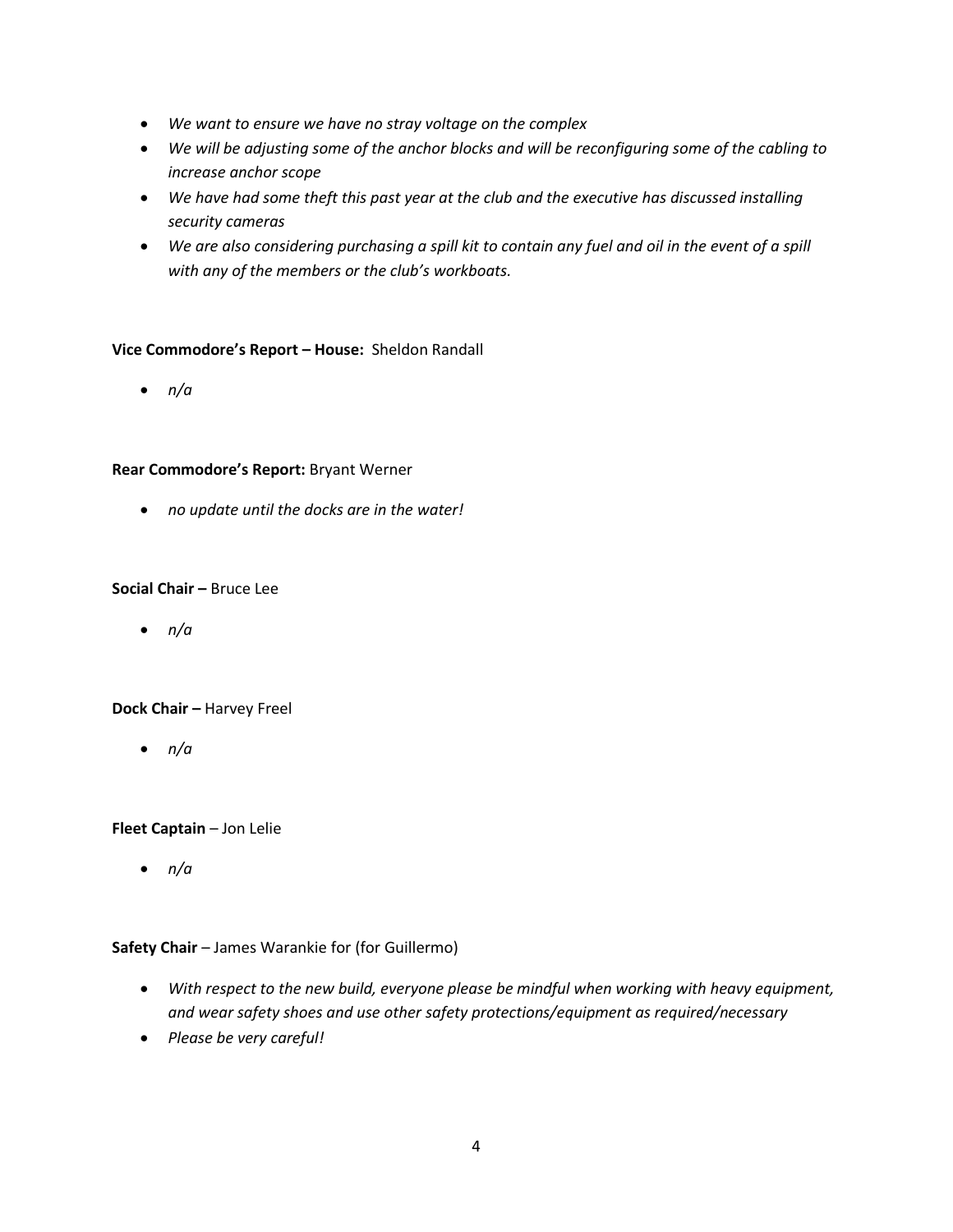- *We want to ensure we have no stray voltage on the complex*
- *We will be adjusting some of the anchor blocks and will be reconfiguring some of the cabling to increase anchor scope*
- *We have had some theft this past year at the club and the executive has discussed installing security cameras*
- *We are also considering purchasing a spill kit to contain any fuel and oil in the event of a spill with any of the members or the club's workboats.*

**Vice Commodore's Report – House:** Sheldon Randall

- *n/a*

**Rear Commodore's Report:** Bryant Werner

- *no update until the docks are in the water!*

**Social Chair –** Bruce Lee

- *n/a*

**Dock Chair –** Harvey Freel

- *n/a*

**Fleet Captain** – Jon Lelie

- *n/a*

**Safety Chair** – James Warankie for (for Guillermo)

- *With respect to the new build, everyone please be mindful when working with heavy equipment, and wear safety shoes and use other safety protections/equipment as required/necessary*
- *Please be very careful!*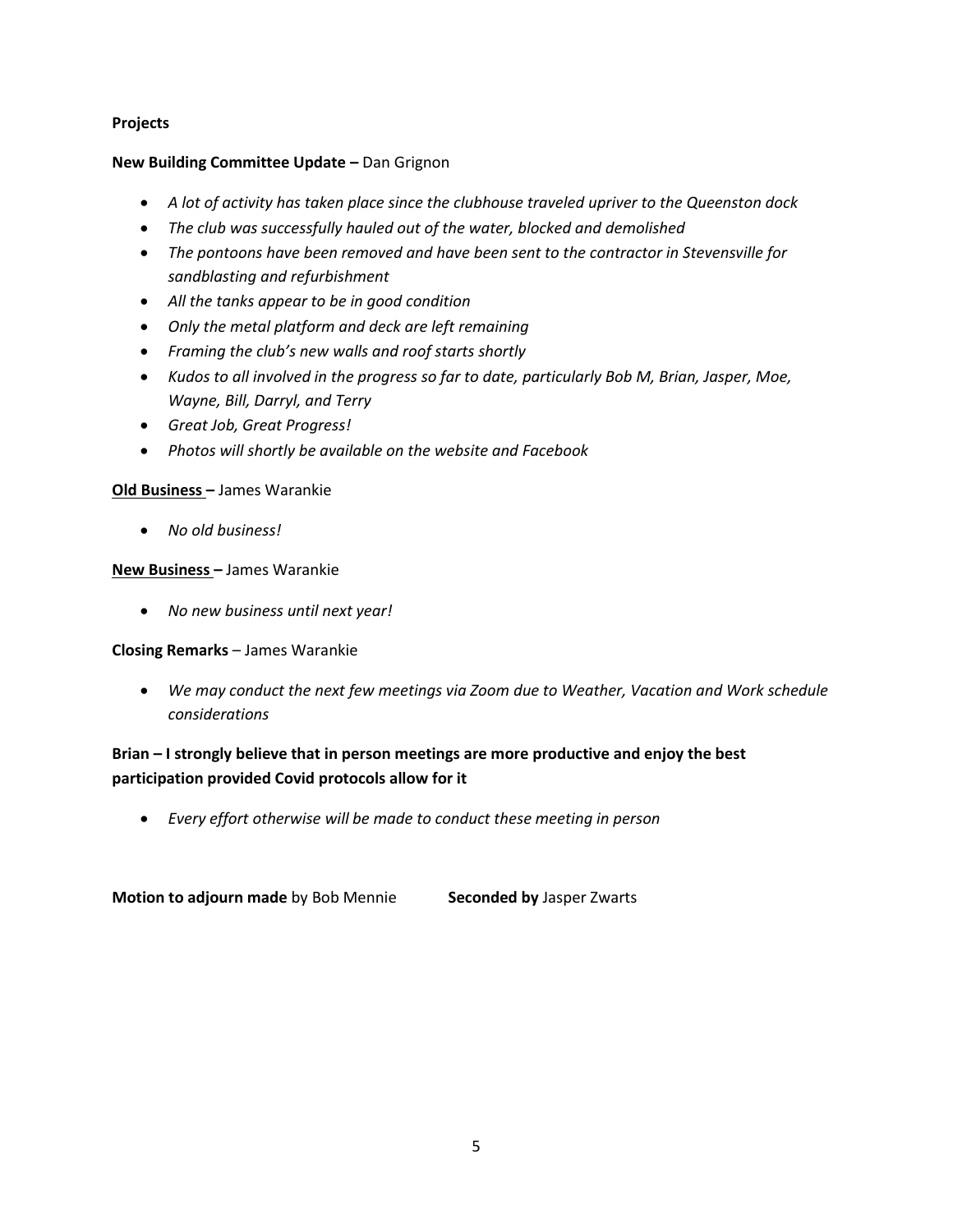**Projects**

**New Building Committee Update –** Dan Grignon

- *A lot of activity has taken place since the clubhouse traveled upriver to the Queenston dock*
- *The club was successfully hauled out of the water, blocked and demolished*
- *The pontoons have been removed and have been sent to the contractor in Stevensville for sandblasting and refurbishment*
- *All the tanks appear to be in good condition*
- *Only the metal platform and deck are left remaining*
- *Framing the club's new walls and roof starts shortly*
- *Kudos to all involved in the progress so far to date, particularly Bob M, Brian, Jasper, Moe, Wayne, Bill, Darryl, and Terry*
- *Great Job, Great Progress!*
- *Photos will shortly be available on the website and Facebook*

**Old Business –** James Warankie

- *No old business!*

**New Business –** James Warankie

- *No new business until next year!*

**Closing Remarks** – James Warankie

- *We may conduct the next few meetings via Zoom due to Weather, Vacation and Work schedule considerations*

**Brian – I strongly believe that in person meetings are more productive and enjoy the best participation provided Covid protocols allow for it**

- *Every effort otherwise will be made to conduct these meeting in person*

**Motion to adjourn made** by Bob Mennie **Seconded by** Jasper Zwarts